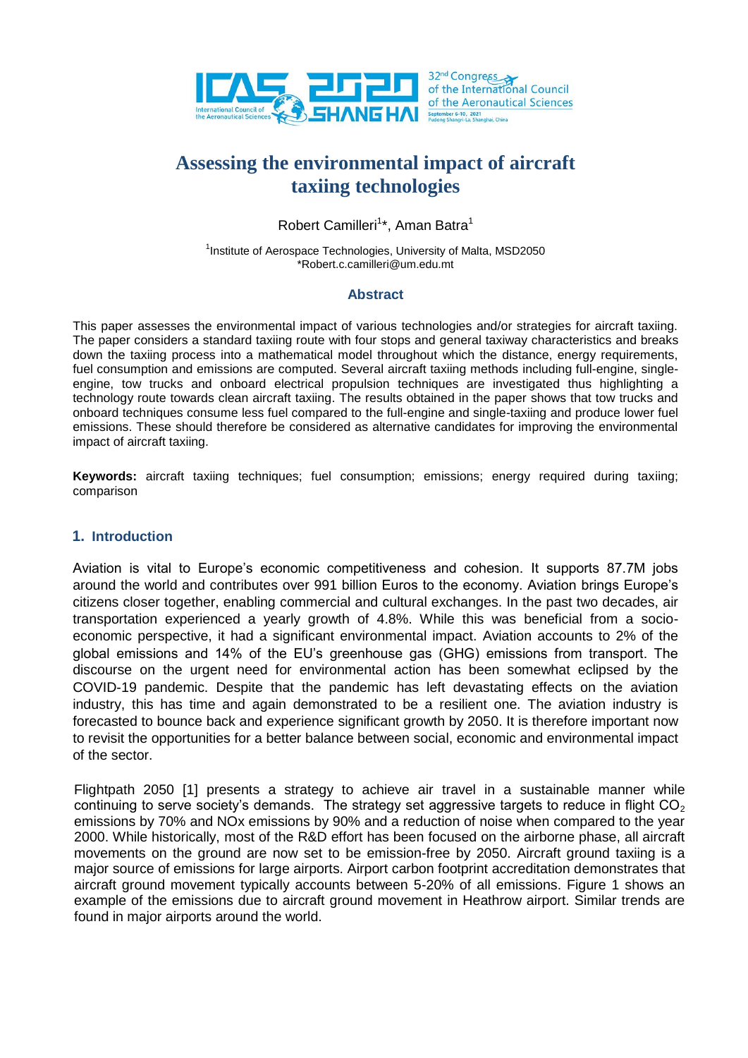# Assessing the environmental impact of aircraft taxiing technologies

Robert Camilleri[1]*, Aman Batra[1]

[1]Institute of Aerospace Technologies, University of Malta, MSD2050
*Robert.c.camilleri@um.edu.mt

## Abstract

This paper assesses the environmental impact of various technologies and/or strategies for aircraft taxiing. The paper considers a standard taxiing route with four stops and general taxiway characteristics and breaks down the taxiing process into a mathematical model throughout which the distance, energy requirements, fuel consumption and emissions are computed. Several aircraft taxiing methods including full-engine, single-engine, tow trucks and onboard electrical propulsion techniques are investigated thus highlighting a technology route towards clean aircraft taxiing. The results obtained in the paper shows that tow trucks and onboard techniques consume less fuel compared to the full-engine and single-taxiing and produce lower fuel emissions. These should therefore be considered as alternative candidates for improving the environmental impact of aircraft taxiing.

**Keywords:** aircraft taxiing techniques; fuel consumption; emissions; energy required during taxiing; comparison

## 1. Introduction

Aviation is vital to Europe's economic competitiveness and cohesion. It supports 87.7M jobs around the world and contributes over 991 billion Euros to the economy. Aviation brings Europe's citizens closer together, enabling commercial and cultural exchanges. In the past two decades, air transportation experienced a yearly growth of 4.8%. While this was beneficial from a socio-economic perspective, it had a significant environmental impact. Aviation accounts to 2% of the global emissions and 14% of the EU's greenhouse gas (GHG) emissions from transport. The discourse on the urgent need for environmental action has been somewhat eclipsed by the COVID-19 pandemic. Despite that the pandemic has left devastating effects on the aviation industry, this has time and again demonstrated to be a resilient one. The aviation industry is forecasted to bounce back and experience significant growth by 2050. It is therefore important now to revisit the opportunities for a better balance between social, economic and environmental impact of the sector.

Flightpath 2050 [1] presents a strategy to achieve air travel in a sustainable manner while continuing to serve society's demands. The strategy set aggressive targets to reduce in flight $CO_2$ emissions by 70% and NOx emissions by 90% and a reduction of noise when compared to the year 2000. While historically, most of the R&D effort has been focused on the airborne phase, all aircraft movements on the ground are now set to be emission-free by 2050. Aircraft ground taxiing is a major source of emissions for large airports. Airport carbon footprint accreditation demonstrates that aircraft ground movement typically accounts between 5-20% of all emissions. Figure 1 shows an example of the emissions due to aircraft ground movement in Heathrow airport. Similar trends are found in major airports around the world.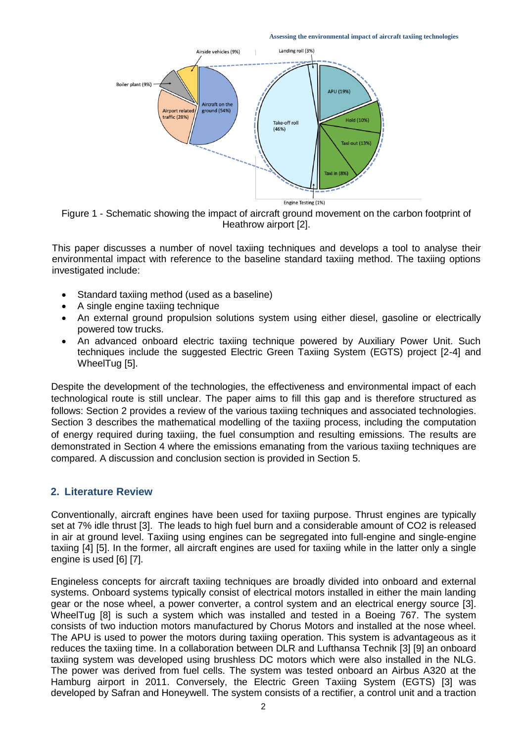Figure 1 - Schematic showing the impact of aircraft ground movement on the carbon footprint of Heathrow airport [2].

This paper discusses a number of novel taxiing techniques and develops a tool to analyse their environmental impact with reference to the baseline standard taxiing method. The taxiing options investigated include:

- Standard taxiing method (used as a baseline)
- A single engine taxiing technique
- An external ground propulsion solutions system using either diesel, gasoline or electrically powered tow trucks.
- An advanced onboard electric taxiing technique powered by Auxiliary Power Unit. Such techniques include the suggested Electric Green Taxiing System (EGTS) project [2-4] and WheelTug [5].

Despite the development of the technologies, the effectiveness and environmental impact of each technological route is still unclear. The paper aims to fill this gap and is therefore structured as follows: Section 2 provides a review of the various taxiing techniques and associated technologies. Section 3 describes the mathematical modelling of the taxiing process, including the computation of energy required during taxiing, the fuel consumption and resulting emissions. The results are demonstrated in Section 4 where the emissions emanating from the various taxiing techniques are compared. A discussion and conclusion section is provided in Section 5.

## 2. Literature Review

Conventionally, aircraft engines have been used for taxiing purpose. Thrust engines are typically set at 7% idle thrust [3]. The leads to high fuel burn and a considerable amount of CO2 is released in air at ground level. Taxiing using engines can be segregated into full-engine and single-engine taxiing [4] [5]. In the former, all aircraft engines are used for taxiing while in the latter only a single engine is used [6] [7].

Engineless concepts for aircraft taxiing techniques are broadly divided into onboard and external systems. Onboard systems typically consist of electrical motors installed in either the main landing gear or the nose wheel, a power converter, a control system and an electrical energy source [3]. WheelTug [8] is such a system which was installed and tested in a Boeing 767. The system consists of two induction motors manufactured by Chorus Motors and installed at the nose wheel. The APU is used to power the motors during taxiing operation. This system is advantageous as it reduces the taxiing time. In a collaboration between DLR and Lufthansa Technik [3] [9] an onboard taxiing system was developed using brushless DC motors which were also installed in the NLG. The power was derived from fuel cells. The system was tested onboard an Airbus A320 at the Hamburg airport in 2011. Conversely, the Electric Green Taxiing System (EGTS) [3] was developed by Safran and Honeywell. The system consists of a rectifier, a control unit and a traction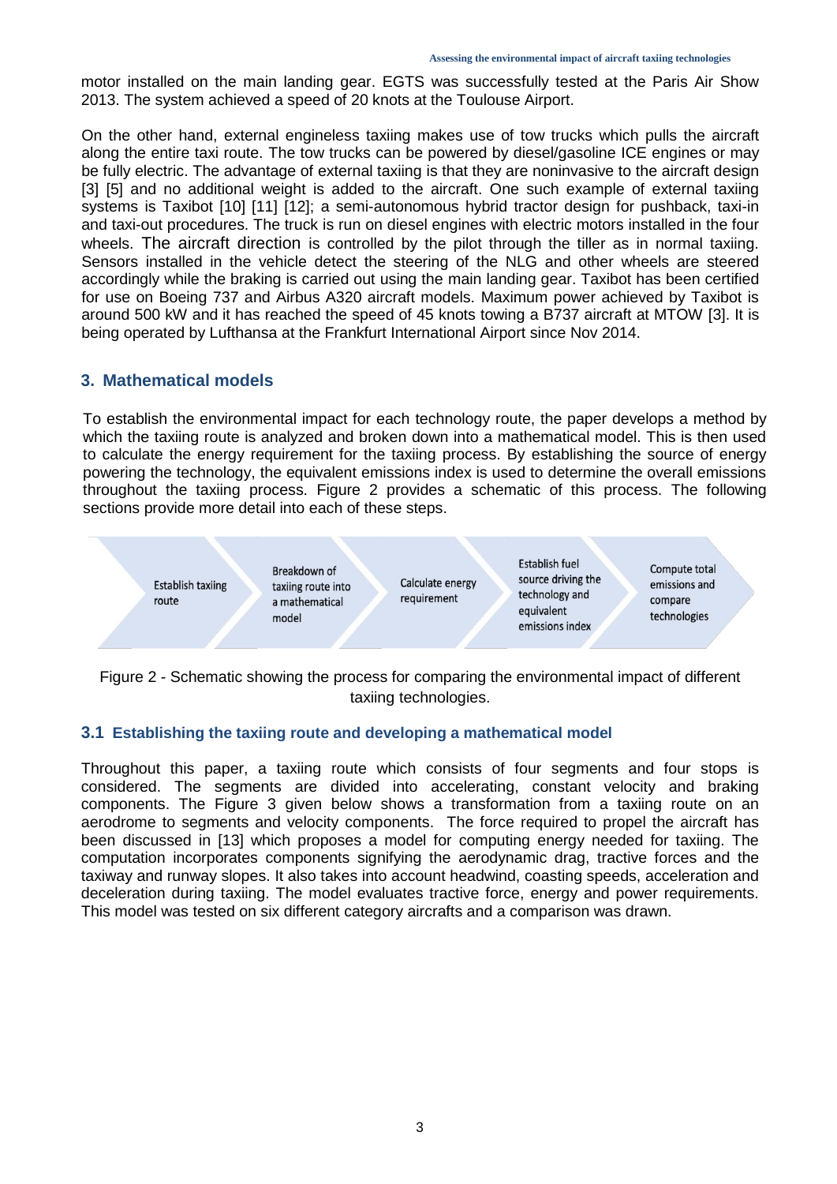motor installed on the main landing gear. EGTS was successfully tested at the Paris Air Show 2013. The system achieved a speed of 20 knots at the Toulouse Airport.

On the other hand, external engineless taxiing makes use of tow trucks which pulls the aircraft along the entire taxi route. The tow trucks can be powered by diesel/gasoline ICE engines or may be fully electric. The advantage of external taxiing is that they are noninvasive to the aircraft design [3] [5] and no additional weight is added to the aircraft. One such example of external taxiing systems is Taxibot [10] [11] [12]; a semi-autonomous hybrid tractor design for pushback, taxi-in and taxi-out procedures. The truck is run on diesel engines with electric motors installed in the four wheels. The aircraft direction is controlled by the pilot through the tiller as in normal taxiing. Sensors installed in the vehicle detect the steering of the NLG and other wheels are steered accordingly while the braking is carried out using the main landing gear. Taxibot has been certified for use on Boeing 737 and Airbus A320 aircraft models. Maximum power achieved by Taxibot is around 500 kW and it has reached the speed of 45 knots towing a B737 aircraft at MTOW [3]. It is being operated by Lufthansa at the Frankfurt International Airport since Nov 2014.

## 3. Mathematical models

To establish the environmental impact for each technology route, the paper develops a method by which the taxiing route is analyzed and broken down into a mathematical model. This is then used to calculate the energy requirement for the taxiing process. By establishing the source of energy powering the technology, the equivalent emissions index is used to determine the overall emissions throughout the taxiing process. Figure 2 provides a schematic of this process. The following sections provide more detail into each of these steps.

Establish taxiing route → Breakdown of taxiing route into a mathematical model → Calculate energy requirement → Establish fuel source driving the technology and equivalent emissions index → Compute total emissions and compare technologies

Figure 2 - Schematic showing the process for comparing the environmental impact of different taxiing technologies.

### 3.1 Establishing the taxiing route and developing a mathematical model

Throughout this paper, a taxiing route which consists of four segments and four stops is considered. The segments are divided into accelerating, constant velocity and braking components. The Figure 3 given below shows a transformation from a taxiing route on an aerodrome to segments and velocity components. The force required to propel the aircraft has been discussed in [13] which proposes a model for computing energy needed for taxiing. The computation incorporates components signifying the aerodynamic drag, tractive forces and the taxiway and runway slopes. It also takes into account headwind, coasting speeds, acceleration and deceleration during taxiing. The model evaluates tractive force, energy and power requirements. This model was tested on six different category aircrafts and a comparison was drawn.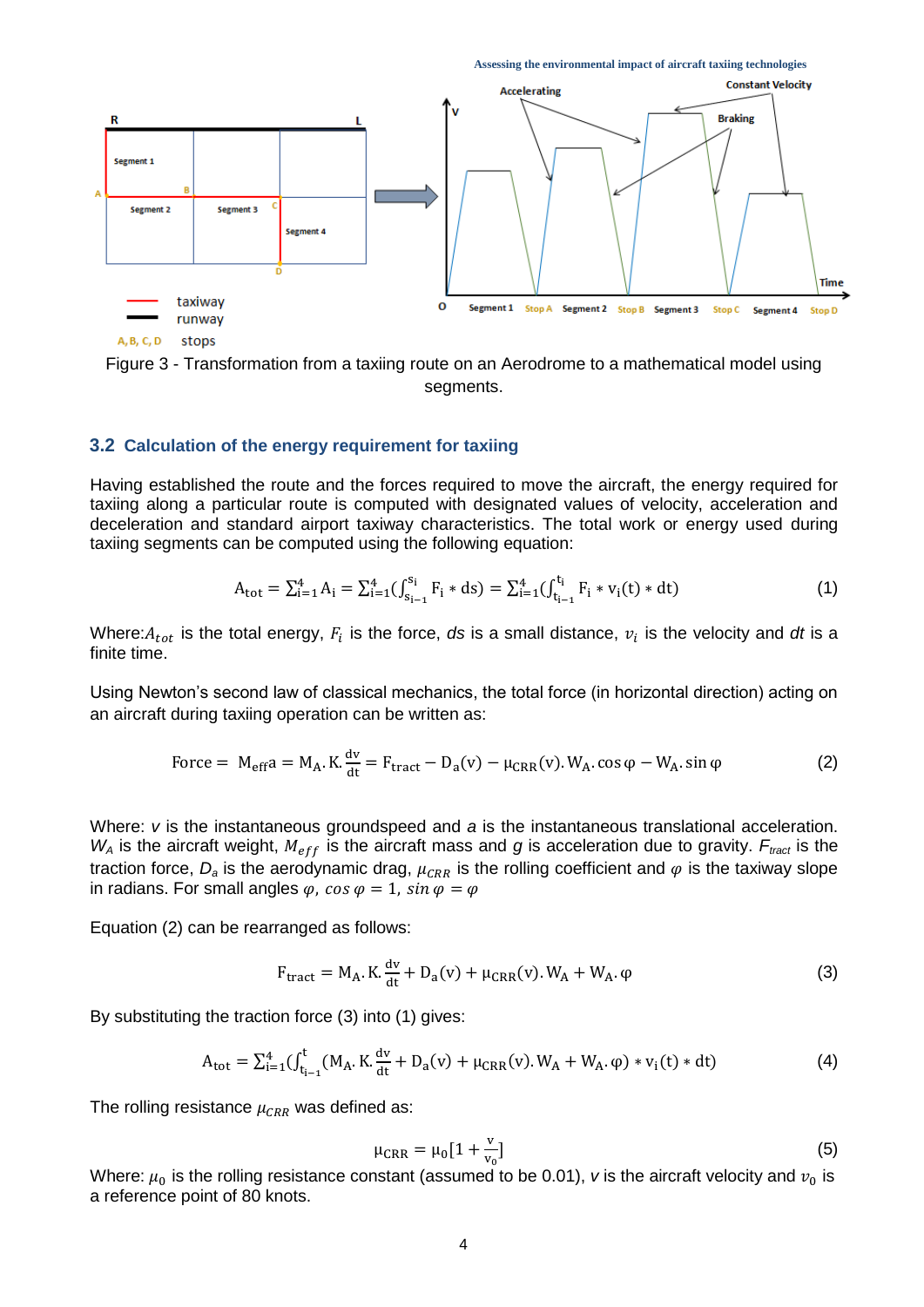Figure 3 - Transformation from a taxiing route on an Aerodrome to a mathematical model using segments.

### 3.2 Calculation of the energy requirement for taxiing

Having established the route and the forces required to move the aircraft, the energy required for taxiing along a particular route is computed with designated values of velocity, acceleration and deceleration and standard airport taxiway characteristics. The total work or energy used during taxiing segments can be computed using the following equation:

$$A_{tot} = \sum_{i=1}^{4} A_i = \sum_{i=1}^{4} \left( \int_{s_{i-1}}^{s_i} F_i * ds \right) = \sum_{i=1}^{4} \left( \int_{t_{i-1}}^{t_i} F_i * v_i(t) * dt \right) \tag{1}$$

Where: $A_{tot}$ is the total energy, $F_i$ is the force, $ds$ is a small distance, $v_i$ is the velocity and $dt$ is a finite time.

Using Newton's second law of classical mechanics, the total force (in horizontal direction) acting on an aircraft during taxiing operation can be written as:

$$\text{Force} = M_{eff} a = M_A . K . \frac{dv}{dt} = F_{tract} - D_a(v) - \mu_{CRR}(v) . W_A . \cos\varphi - W_A . \sin\varphi \tag{2}$$

Where: $v$ is the instantaneous groundspeed and $a$ is the instantaneous translational acceleration. $W_A$ is the aircraft weight, $M_{eff}$ is the aircraft mass and $g$ is acceleration due to gravity. $F_{tract}$ is the traction force, $D_a$ is the aerodynamic drag, $\mu_{CRR}$ is the rolling coefficient and $\varphi$ is the taxiway slope in radians. For small angles $\varphi$, $\cos\varphi = 1$, $\sin\varphi = \varphi$

Equation (2) can be rearranged as follows:

$$F_{tract} = M_A . K . \frac{dv}{dt} + D_a(v) + \mu_{CRR}(v) . W_A + W_A . \varphi \tag{3}$$

By substituting the traction force (3) into (1) gives:

$$A_{tot} = \sum_{i=1}^{4} \left( \int_{t_{i-1}}^{t} \left( M_A . K . \frac{dv}{dt} + D_a(v) + \mu_{CRR}(v) . W_A + W_A . \varphi \right) * v_i(t) * dt \right) \tag{4}$$

The rolling resistance $\mu_{CRR}$ was defined as:

$$\mu_{CRR} = \mu_0 \left[ 1 + \frac{v}{v_0} \right] \tag{5}$$

Where: $\mu_0$ is the rolling resistance constant (assumed to be 0.01), $v$ is the aircraft velocity and $v_0$ is a reference point of 80 knots.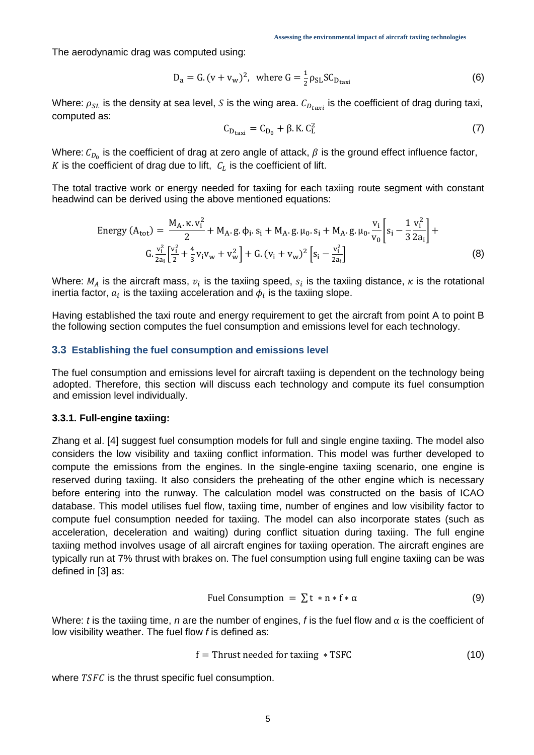The aerodynamic drag was computed using:

$$D_a = G.(v + v_w)^2, \text{ where } G = \frac{1}{2}\rho_{SL} S C_{D_{taxi}} \tag{6}$$

Where: $\rho_{SL}$ is the density at sea level, $S$ is the wing area. $C_{D_{taxi}}$ is the coefficient of drag during taxi, computed as:

$$C_{D_{taxi}} = C_{D_0} + \beta.K.C_L^2 \tag{7}$$

Where: $C_{D_0}$ is the coefficient of drag at zero angle of attack, $\beta$ is the ground effect influence factor, $K$ is the coefficient of drag due to lift, $C_L$ is the coefficient of lift.

The total tractive work or energy needed for taxiing for each taxiing route segment with constant headwind can be derived using the above mentioned equations:

$$\text{Energy } (A_{tot}) = \frac{M_A.\kappa.v_i^2}{2} + M_A.g.\phi_i.s_i + M_A.g.\mu_0.s_i + M_A.g.\mu_0.\frac{v_i}{v_0}\left[s_i - \frac{1}{3}\frac{v_i^2}{2a_i}\right] + G.\frac{v_i^2}{2a_i}\left[\frac{v_i^2}{2} + \frac{4}{3}v_i v_w + v_w^2\right] + G.(v_i + v_w)^2\left[s_i - \frac{v_i^2}{2a_i}\right] \tag{8}$$

Where: $M_A$ is the aircraft mass, $v_i$ is the taxiing speed, $s_i$ is the taxiing distance, $\kappa$ is the rotational inertia factor, $a_i$ is the taxiing acceleration and $\phi_i$ is the taxiing slope.

Having established the taxi route and energy requirement to get the aircraft from point A to point B the following section computes the fuel consumption and emissions level for each technology.

### 3.3 Establishing the fuel consumption and emissions level

The fuel consumption and emissions level for aircraft taxiing is dependent on the technology being adopted. Therefore, this section will discuss each technology and compute its fuel consumption and emission level individually.

#### 3.3.1. Full-engine taxiing:

Zhang et al. [4] suggest fuel consumption models for full and single engine taxiing. The model also considers the low visibility and taxiing conflict information. This model was further developed to compute the emissions from the engines. In the single-engine taxiing scenario, one engine is reserved during taxiing. It also considers the preheating of the other engine which is necessary before entering into the runway. The calculation model was constructed on the basis of ICAO database. This model utilises fuel flow, taxiing time, number of engines and low visibility factor to compute fuel consumption needed for taxiing. The model can also incorporate states (such as acceleration, deceleration and waiting) during conflict situation during taxiing. The full engine taxiing method involves usage of all aircraft engines for taxiing operation. The aircraft engines are typically run at 7% thrust with brakes on. The fuel consumption using full engine taxiing can be was defined in [3] as:

$$\text{Fuel Consumption} = \sum t * n * f * \alpha \tag{9}$$

Where: *t* is the taxiing time, *n* are the number of engines, *f* is the fuel flow and $\alpha$ is the coefficient of low visibility weather. The fuel flow *f* is defined as:

$$f = \text{Thrust needed for taxiing} * \text{TSFC} \tag{10}$$

where $TSFC$ is the thrust specific fuel consumption.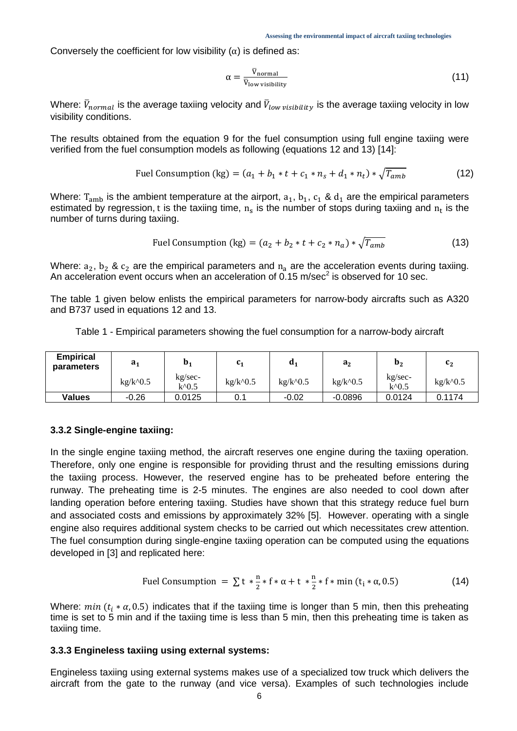Conversely the coefficient for low visibility (α) is defined as:

$$\alpha = \frac{\bar{V}_{\text{normal}}}{\bar{V}_{\text{low visibility}}} \tag{11}$$

Where: $\bar{V}_{normal}$ is the average taxiing velocity and $\bar{V}_{low\ visibility}$ is the average taxiing velocity in low visibility conditions.

The results obtained from the equation 9 for the fuel consumption using full engine taxiing were verified from the fuel consumption models as following (equations 12 and 13) [14]:

$$\text{Fuel Consumption (kg)} = (a_1 + b_1 * t + c_1 * n_s + d_1 * n_t) * \sqrt{T_{amb}} \tag{12}$$

Where: $T_{amb}$ is the ambient temperature at the airport, $a_1$, $b_1$, $c_1$ & $d_1$ are the empirical parameters estimated by regression, t is the taxiing time, $n_s$ is the number of stops during taxiing and $n_t$ is the number of turns during taxiing.

$$\text{Fuel Consumption (kg)} = (a_2 + b_2 * t + c_2 * n_a) * \sqrt{T_{amb}} \tag{13}$$

Where: $a_2$, $b_2$ & $c_2$ are the empirical parameters and $n_a$ are the acceleration events during taxiing. An acceleration event occurs when an acceleration of 0.15 m/sec$^2$ is observed for 10 sec.

The table 1 given below enlists the empirical parameters for narrow-body aircrafts such as A320 and B737 used in equations 12 and 13.

Table 1 - Empirical parameters showing the fuel consumption for a narrow-body aircraft

| Empirical parameters | $a_1$ kg/k^0.5 | $b_1$ kg/sec-k^0.5 | $c_1$ kg/k^0.5 | $d_1$ kg/k^0.5 | $a_2$ kg/k^0.5 | $b_2$ kg/sec-k^0.5 | $c_2$ kg/k^0.5 |
|---|---|---|---|---|---|---|---|
| **Values** | -0.26 | 0.0125 | 0.1 | -0.02 | -0.0896 | 0.0124 | 0.1174 |

### 3.3.2 Single-engine taxiing:

In the single engine taxiing method, the aircraft reserves one engine during the taxiing operation. Therefore, only one engine is responsible for providing thrust and the resulting emissions during the taxiing process. However, the reserved engine has to be preheated before entering the runway. The preheating time is 2-5 minutes. The engines are also needed to cool down after landing operation before entering taxiing. Studies have shown that this strategy reduce fuel burn and associated costs and emissions by approximately 32% [5]. However. operating with a single engine also requires additional system checks to be carried out which necessitates crew attention. The fuel consumption during single-engine taxiing operation can be computed using the equations developed in [3] and replicated here:

$$\text{Fuel Consumption} = \sum t * \frac{n}{2} * f * \alpha + t * \frac{n}{2} * f * \min(t_i * \alpha, 0.5) \tag{14}$$

Where: $min\,(t_i * \alpha, 0.5)$ indicates that if the taxiing time is longer than 5 min, then this preheating time is set to 5 min and if the taxiing time is less than 5 min, then this preheating time is taken as taxiing time.

### 3.3.3 Engineless taxiing using external systems:

Engineless taxiing using external systems makes use of a specialized tow truck which delivers the aircraft from the gate to the runway (and vice versa). Examples of such technologies include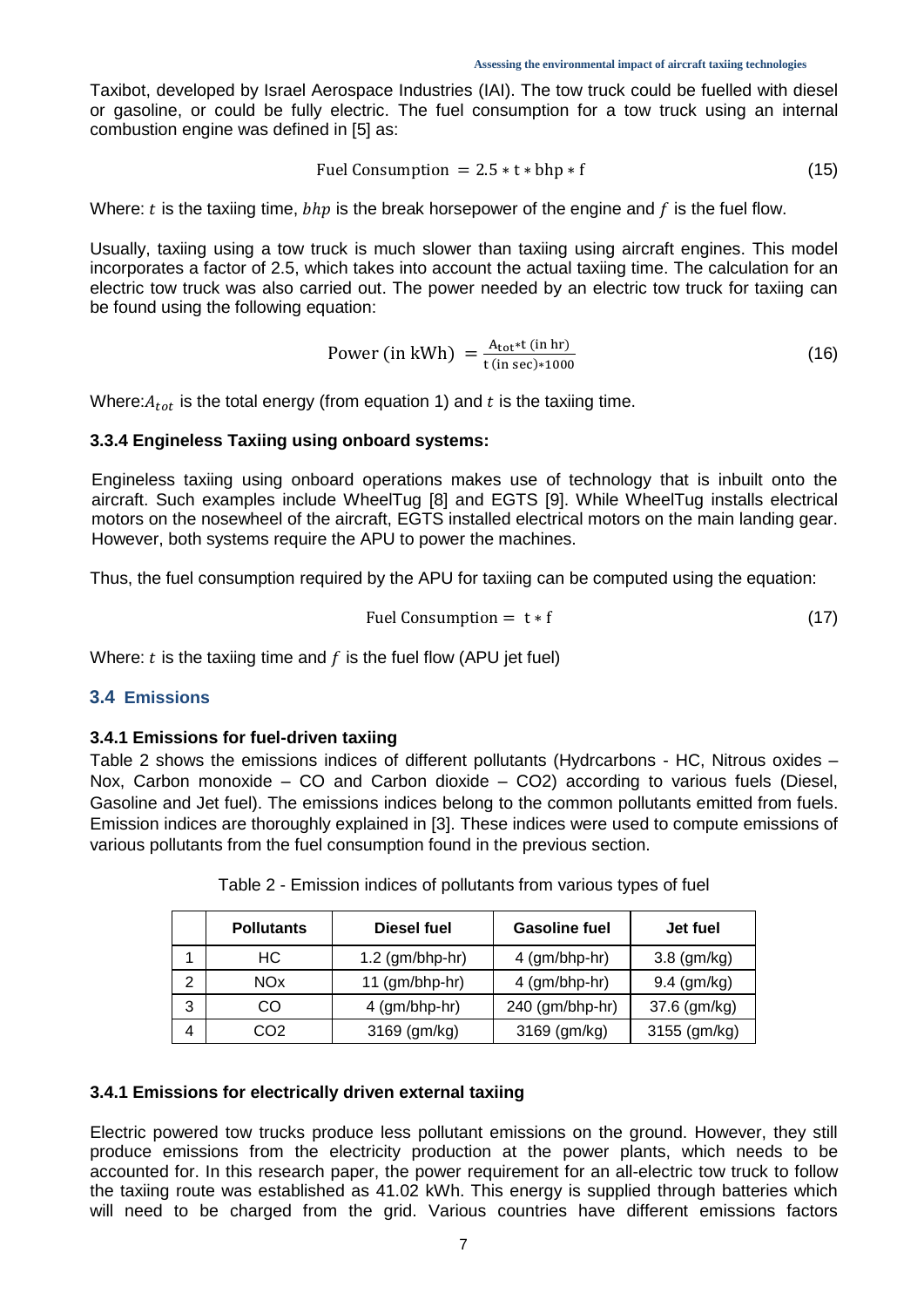Taxibot, developed by Israel Aerospace Industries (IAI). The tow truck could be fuelled with diesel or gasoline, or could be fully electric. The fuel consumption for a tow truck using an internal combustion engine was defined in [5] as:

$$\text{Fuel Consumption} = 2.5 * \text{t} * \text{bhp} * \text{f} \tag{15}$$

Where: $t$ is the taxiing time, $bhp$ is the break horsepower of the engine and $f$ is the fuel flow.

Usually, taxiing using a tow truck is much slower than taxiing using aircraft engines. This model incorporates a factor of 2.5, which takes into account the actual taxiing time. The calculation for an electric tow truck was also carried out. The power needed by an electric tow truck for taxiing can be found using the following equation:

$$\text{Power (in kWh)} = \frac{A_{\text{tot}} * \text{t (in hr)}}{\text{t (in sec)} * 1000} \tag{16}$$

Where: $A_{tot}$ is the total energy (from equation 1) and $t$ is the taxiing time.

### 3.3.4 Engineless Taxiing using onboard systems:

Engineless taxiing using onboard operations makes use of technology that is inbuilt onto the aircraft. Such examples include WheelTug [8] and EGTS [9]. While WheelTug installs electrical motors on the nosewheel of the aircraft, EGTS installed electrical motors on the main landing gear. However, both systems require the APU to power the machines.

Thus, the fuel consumption required by the APU for taxiing can be computed using the equation:

$$\text{Fuel Consumption} = \text{t} * \text{f} \tag{17}$$

Where: $t$ is the taxiing time and $f$ is the fuel flow (APU jet fuel)

## 3.4 Emissions

### 3.4.1 Emissions for fuel-driven taxiing

Table 2 shows the emissions indices of different pollutants (Hydrcarbons - HC, Nitrous oxides – Nox, Carbon monoxide – CO and Carbon dioxide – CO2) according to various fuels (Diesel, Gasoline and Jet fuel). The emissions indices belong to the common pollutants emitted from fuels. Emission indices are thoroughly explained in [3]. These indices were used to compute emissions of various pollutants from the fuel consumption found in the previous section.

Table 2 - Emission indices of pollutants from various types of fuel

| | Pollutants | Diesel fuel | Gasoline fuel | Jet fuel |
|---|---|---|---|---|
| 1 | HC | 1.2 (gm/bhp-hr) | 4 (gm/bhp-hr) | 3.8 (gm/kg) |
| 2 | NOx | 11 (gm/bhp-hr) | 4 (gm/bhp-hr) | 9.4 (gm/kg) |
| 3 | CO | 4 (gm/bhp-hr) | 240 (gm/bhp-hr) | 37.6 (gm/kg) |
| 4 | $CO_2$ | 3169 (gm/kg) | 3169 (gm/kg) | 3155 (gm/kg) |

### 3.4.1 Emissions for electrically driven external taxiing

Electric powered tow trucks produce less pollutant emissions on the ground. However, they still produce emissions from the electricity production at the power plants, which needs to be accounted for. In this research paper, the power requirement for an all-electric tow truck to follow the taxiing route was established as 41.02 kWh. This energy is supplied through batteries which will need to be charged from the grid. Various countries have different emissions factors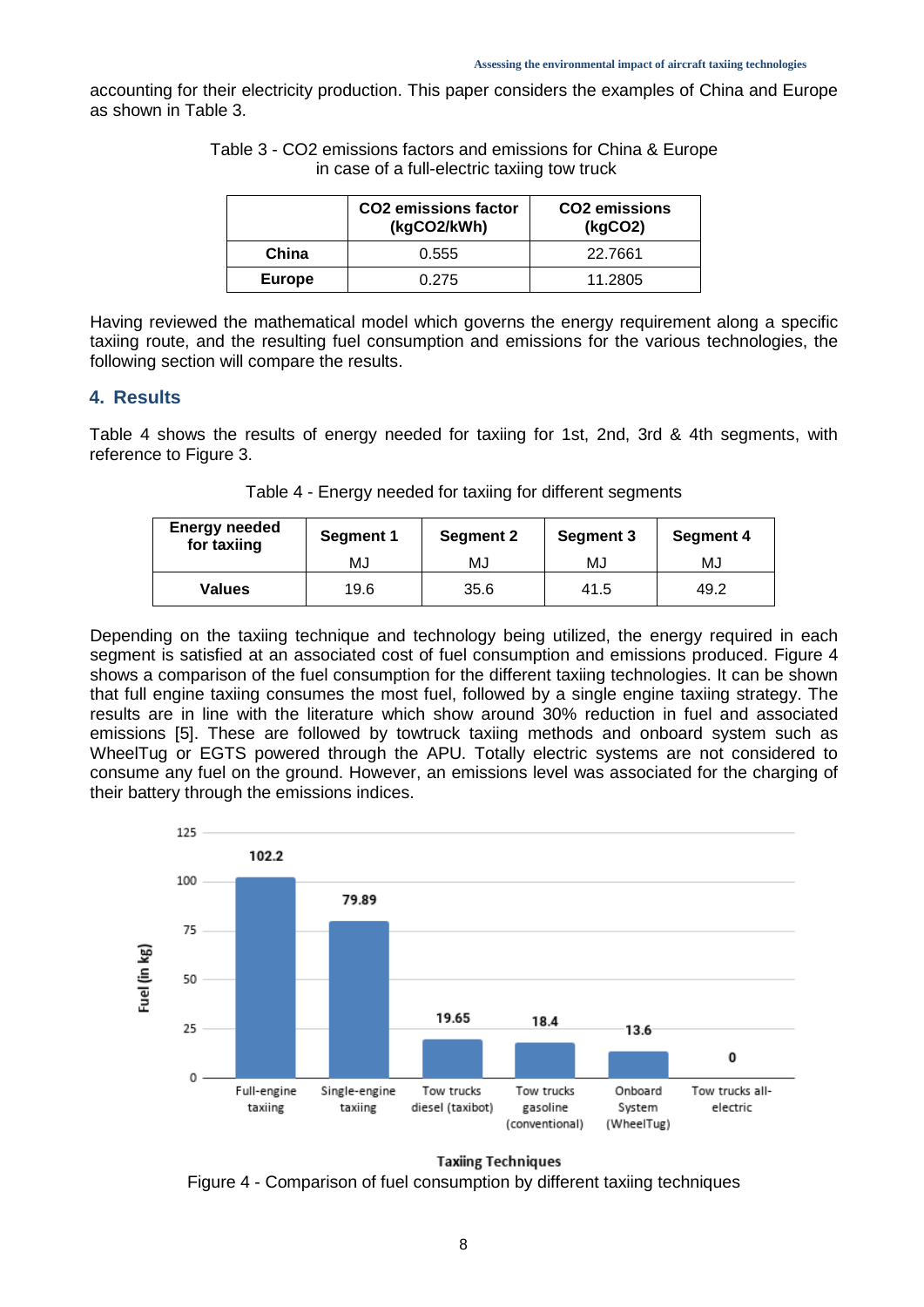accounting for their electricity production. This paper considers the examples of China and Europe as shown in Table 3.

Table 3 - $CO_2$ emissions factors and emissions for China & Europe in case of a full-electric taxiing tow truck

| | $CO_2$ emissions factor ($kgCO_2/kWh$) | $CO_2$ emissions ($kgCO_2$) |
|---|---|---|
| **China** | 0.555 | 22.7661 |
| **Europe** | 0.275 | 11.2805 |

Having reviewed the mathematical model which governs the energy requirement along a specific taxiing route, and the resulting fuel consumption and emissions for the various technologies, the following section will compare the results.

## 4. Results

Table 4 shows the results of energy needed for taxiing for 1st, 2nd, 3rd & 4th segments, with reference to Figure 3.

Table 4 - Energy needed for taxiing for different segments

| Energy needed for taxiing | Segment 1 | Segment 2 | Segment 3 | Segment 4 |
|---|---|---|---|---|
| | MJ | MJ | MJ | MJ |
| **Values** | 19.6 | 35.6 | 41.5 | 49.2 |

Depending on the taxiing technique and technology being utilized, the energy required in each segment is satisfied at an associated cost of fuel consumption and emissions produced. Figure 4 shows a comparison of the fuel consumption for the different taxiing technologies. It can be shown that full engine taxiing consumes the most fuel, followed by a single engine taxiing strategy. The results are in line with the literature which show around 30% reduction in fuel and associated emissions [5]. These are followed by towtruck taxiing methods and onboard system such as WheelTug or EGTS powered through the APU. Totally electric systems are not considered to consume any fuel on the ground. However, an emissions level was associated for the charging of their battery through the emissions indices.

Figure 4 - Comparison of fuel consumption by different taxiing techniques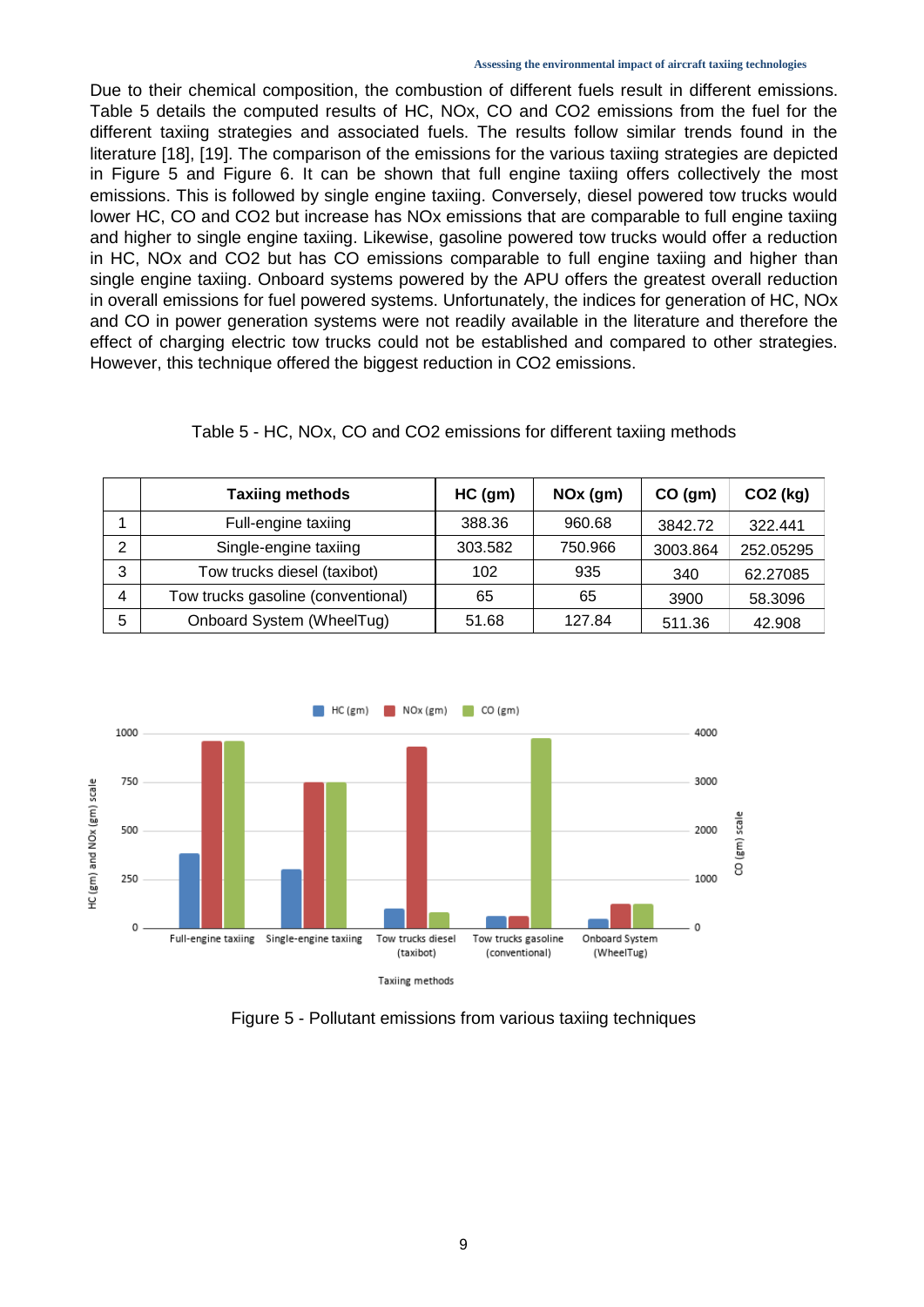Due to their chemical composition, the combustion of different fuels result in different emissions. Table 5 details the computed results of HC, NOx, CO and CO2 emissions from the fuel for the different taxiing strategies and associated fuels. The results follow similar trends found in the literature [18], [19]. The comparison of the emissions for the various taxiing strategies are depicted in Figure 5 and Figure 6. It can be shown that full engine taxiing offers collectively the most emissions. This is followed by single engine taxiing. Conversely, diesel powered tow trucks would lower HC, CO and CO2 but increase has NOx emissions that are comparable to full engine taxiing and higher to single engine taxiing. Likewise, gasoline powered tow trucks would offer a reduction in HC, NOx and CO2 but has CO emissions comparable to full engine taxiing and higher than single engine taxiing. Onboard systems powered by the APU offers the greatest overall reduction in overall emissions for fuel powered systems. Unfortunately, the indices for generation of HC, NOx and CO in power generation systems were not readily available in the literature and therefore the effect of charging electric tow trucks could not be established and compared to other strategies. However, this technique offered the biggest reduction in CO2 emissions.

Table 5 - HC, NOx, CO and CO2 emissions for different taxiing methods

| | Taxiing methods | HC (gm) | NOx (gm) | CO (gm) | CO2 (kg) |
|---|---|---|---|---|---|
| 1 | Full-engine taxiing | 388.36 | 960.68 | 3842.72 | 322.441 |
| 2 | Single-engine taxiing | 303.582 | 750.966 | 3003.864 | 252.05295 |
| 3 | Tow trucks diesel (taxibot) | 102 | 935 | 340 | 62.27085 |
| 4 | Tow trucks gasoline (conventional) | 65 | 65 | 3900 | 58.3096 |
| 5 | Onboard System (WheelTug) | 51.68 | 127.84 | 511.36 | 42.908 |

Figure 5 - Pollutant emissions from various taxiing techniques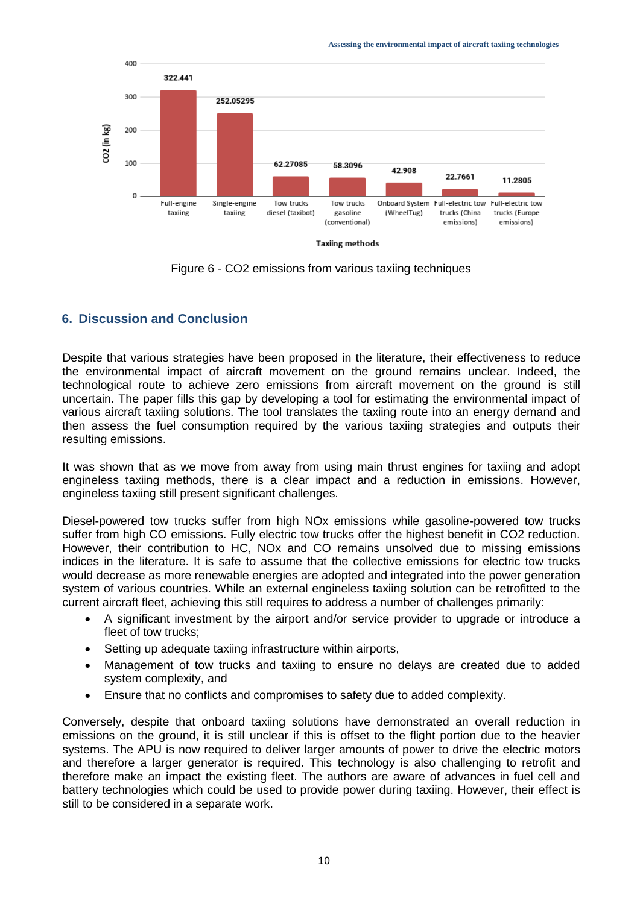Figure 6 - CO2 emissions from various taxiing techniques

## 6. Discussion and Conclusion

Despite that various strategies have been proposed in the literature, their effectiveness to reduce the environmental impact of aircraft movement on the ground remains unclear. Indeed, the technological route to achieve zero emissions from aircraft movement on the ground is still uncertain. The paper fills this gap by developing a tool for estimating the environmental impact of various aircraft taxiing solutions. The tool translates the taxiing route into an energy demand and then assess the fuel consumption required by the various taxiing strategies and outputs their resulting emissions.

It was shown that as we move from away from using main thrust engines for taxiing and adopt engineless taxiing methods, there is a clear impact and a reduction in emissions. However, engineless taxiing still present significant challenges.

Diesel-powered tow trucks suffer from high NOx emissions while gasoline-powered tow trucks suffer from high CO emissions. Fully electric tow trucks offer the highest benefit in CO2 reduction. However, their contribution to HC, NOx and CO remains unsolved due to missing emissions indices in the literature. It is safe to assume that the collective emissions for electric tow trucks would decrease as more renewable energies are adopted and integrated into the power generation system of various countries. While an external engineless taxiing solution can be retrofitted to the current aircraft fleet, achieving this still requires to address a number of challenges primarily:

- A significant investment by the airport and/or service provider to upgrade or introduce a fleet of tow trucks;
- Setting up adequate taxiing infrastructure within airports,
- Management of tow trucks and taxiing to ensure no delays are created due to added system complexity, and
- Ensure that no conflicts and compromises to safety due to added complexity.

Conversely, despite that onboard taxiing solutions have demonstrated an overall reduction in emissions on the ground, it is still unclear if this is offset to the flight portion due to the heavier systems. The APU is now required to deliver larger amounts of power to drive the electric motors and therefore a larger generator is required. This technology is also challenging to retrofit and therefore make an impact the existing fleet. The authors are aware of advances in fuel cell and battery technologies which could be used to provide power during taxiing. However, their effect is still to be considered in a separate work.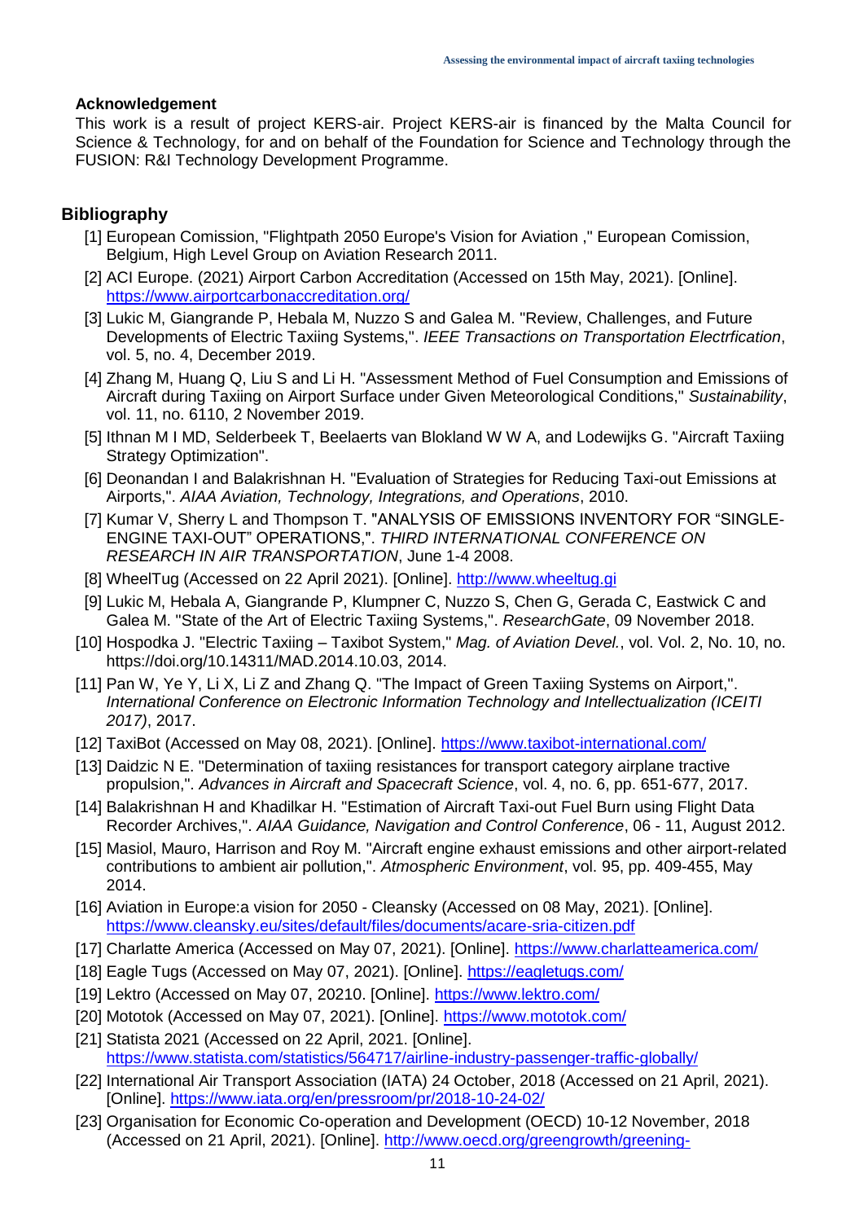### Acknowledgement

This work is a result of project KERS-air. Project KERS-air is financed by the Malta Council for Science & Technology, for and on behalf of the Foundation for Science and Technology through the FUSION: R&I Technology Development Programme.

## Bibliography

[1] European Comission, "Flightpath 2050 Europe's Vision for Aviation ," European Comission, Belgium, High Level Group on Aviation Research 2011.

[2] ACI Europe. (2021) Airport Carbon Accreditation (Accessed on 15th May, 2021). [Online]. https://www.airportcarbonaccreditation.org/

[3] Lukic M, Giangrande P, Hebala M, Nuzzo S and Galea M. "Review, Challenges, and Future Developments of Electric Taxiing Systems,". *IEEE Transactions on Transportation Electrfication*, vol. 5, no. 4, December 2019.

[4] Zhang M, Huang Q, Liu S and Li H. "Assessment Method of Fuel Consumption and Emissions of Aircraft during Taxiing on Airport Surface under Given Meteorological Conditions," *Sustainability*, vol. 11, no. 6110, 2 November 2019.

[5] Ithnan M I MD, Selderbeek T, Beelaerts van Blokland W W A, and Lodewijks G. "Aircraft Taxiing Strategy Optimization".

[6] Deonandan I and Balakrishnan H. "Evaluation of Strategies for Reducing Taxi-out Emissions at Airports,". *AIAA Aviation, Technology, Integrations, and Operations*, 2010.

[7] Kumar V, Sherry L and Thompson T. "ANALYSIS OF EMISSIONS INVENTORY FOR "SINGLE-ENGINE TAXI-OUT" OPERATIONS,". *THIRD INTERNATIONAL CONFERENCE ON RESEARCH IN AIR TRANSPORTATION*, June 1-4 2008.

[8] WheelTug (Accessed on 22 April 2021). [Online]. http://www.wheeltug.gi

[9] Lukic M, Hebala A, Giangrande P, Klumpner C, Nuzzo S, Chen G, Gerada C, Eastwick C and Galea M. "State of the Art of Electric Taxiing Systems,". *ResearchGate*, 09 November 2018.

[10] Hospodka J. "Electric Taxiing – Taxibot System," *Mag. of Aviation Devel.*, vol. Vol. 2, No. 10, no. https://doi.org/10.14311/MAD.2014.10.03, 2014.

[11] Pan W, Ye Y, Li X, Li Z and Zhang Q. "The Impact of Green Taxiing Systems on Airport,". *International Conference on Electronic Information Technology and Intellectualization (ICEITI 2017)*, 2017.

[12] TaxiBot (Accessed on May 08, 2021). [Online]. https://www.taxibot-international.com/

[13] Daidzic N E. "Determination of taxiing resistances for transport category airplane tractive propulsion,". *Advances in Aircraft and Spacecraft Science*, vol. 4, no. 6, pp. 651-677, 2017.

[14] Balakrishnan H and Khadilkar H. "Estimation of Aircraft Taxi-out Fuel Burn using Flight Data Recorder Archives,". *AIAA Guidance, Navigation and Control Conference*, 06 - 11, August 2012.

[15] Masiol, Mauro, Harrison and Roy M. "Aircraft engine exhaust emissions and other airport-related contributions to ambient air pollution,". *Atmospheric Environment*, vol. 95, pp. 409-455, May 2014.

[16] Aviation in Europe:a vision for 2050 - Cleansky (Accessed on 08 May, 2021). [Online]. https://www.cleansky.eu/sites/default/files/documents/acare-sria-citizen.pdf

[17] Charlatte America (Accessed on May 07, 2021). [Online]. https://www.charlatteamerica.com/

[18] Eagle Tugs (Accessed on May 07, 2021). [Online]. https://eagletugs.com/

[19] Lektro (Accessed on May 07, 20210. [Online]. https://www.lektro.com/

[20] Mototok (Accessed on May 07, 2021). [Online]. https://www.mototok.com/

[21] Statista 2021 (Accessed on 22 April, 2021. [Online]. https://www.statista.com/statistics/564717/airline-industry-passenger-traffic-globally/

[22] International Air Transport Association (IATA) 24 October, 2018 (Accessed on 21 April, 2021). [Online]. https://www.iata.org/en/pressroom/pr/2018-10-24-02/

[23] Organisation for Economic Co-operation and Development (OECD) 10-12 November, 2018 (Accessed on 21 April, 2021). [Online]. http://www.oecd.org/greengrowth/greening-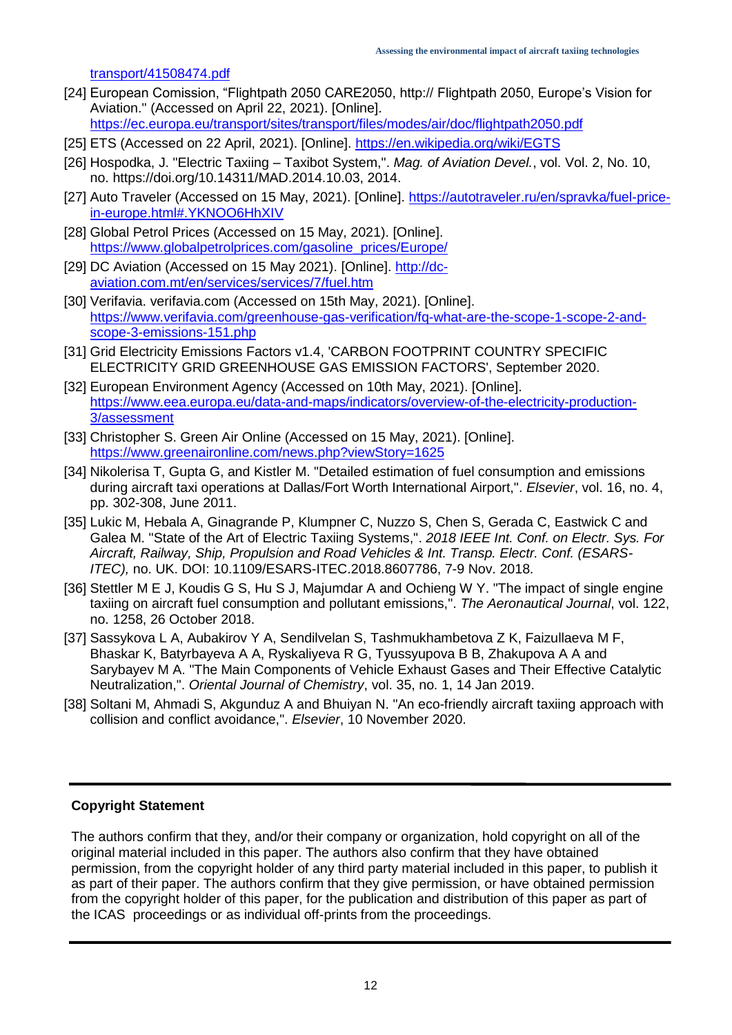transport/41508474.pdf

[24] European Comission, “Flightpath 2050 CARE2050, http:// Flightpath 2050, Europe's Vision for Aviation." (Accessed on April 22, 2021). [Online]. https://ec.europa.eu/transport/sites/transport/files/modes/air/doc/flightpath2050.pdf

[25] ETS (Accessed on 22 April, 2021). [Online]. https://en.wikipedia.org/wiki/EGTS

[26] Hospodka, J. "Electric Taxiing – Taxibot System,". *Mag. of Aviation Devel.*, vol. Vol. 2, No. 10, no. https://doi.org/10.14311/MAD.2014.10.03, 2014.

[27] Auto Traveler (Accessed on 15 May, 2021). [Online]. https://autotraveler.ru/en/spravka/fuel-price-in-europe.html#.YKNOO6HhXIV

[28] Global Petrol Prices (Accessed on 15 May, 2021). [Online]. https://www.globalpetrolprices.com/gasoline_prices/Europe/

[29] DC Aviation (Accessed on 15 May 2021). [Online]. http://dc-aviation.com.mt/en/services/services/7/fuel.htm

[30] Verifavia. verifavia.com (Accessed on 15th May, 2021). [Online]. https://www.verifavia.com/greenhouse-gas-verification/fq-what-are-the-scope-1-scope-2-and-scope-3-emissions-151.php

[31] Grid Electricity Emissions Factors v1.4, 'CARBON FOOTPRINT COUNTRY SPECIFIC ELECTRICITY GRID GREENHOUSE GAS EMISSION FACTORS', September 2020.

[32] European Environment Agency (Accessed on 10th May, 2021). [Online]. https://www.eea.europa.eu/data-and-maps/indicators/overview-of-the-electricity-production-3/assessment

[33] Christopher S. Green Air Online (Accessed on 15 May, 2021). [Online]. https://www.greenaironline.com/news.php?viewStory=1625

[34] Nikolerisa T, Gupta G, and Kistler M. "Detailed estimation of fuel consumption and emissions during aircraft taxi operations at Dallas/Fort Worth International Airport,". *Elsevier*, vol. 16, no. 4, pp. 302-308, June 2011.

[35] Lukic M, Hebala A, Ginagrande P, Klumpner C, Nuzzo S, Chen S, Gerada C, Eastwick C and Galea M. "State of the Art of Electric Taxiing Systems,". *2018 IEEE Int. Conf. on Electr. Sys. For Aircraft, Railway, Ship, Propulsion and Road Vehicles & Int. Transp. Electr. Conf. (ESARS-ITEC),* no. UK. DOI: 10.1109/ESARS-ITEC.2018.8607786, 7-9 Nov. 2018.

[36] Stettler M E J, Koudis G S, Hu S J, Majumdar A and Ochieng W Y. "The impact of single engine taxiing on aircraft fuel consumption and pollutant emissions,". *The Aeronautical Journal*, vol. 122, no. 1258, 26 October 2018.

[37] Sassykova L A, Aubakirov Y A, Sendilvelan S, Tashmukhambetova Z K, Faizullaeva M F, Bhaskar K, Batyrbayeva A A, Ryskaliyeva R G, Tyussyupova B B, Zhakupova A A and Sarybayev M A. "The Main Components of Vehicle Exhaust Gases and Their Effective Catalytic Neutralization,". *Oriental Journal of Chemistry*, vol. 35, no. 1, 14 Jan 2019.

[38] Soltani M, Ahmadi S, Akgunduz A and Bhuiyan N. "An eco-friendly aircraft taxiing approach with collision and conflict avoidance,". *Elsevier*, 10 November 2020.

**Copyright Statement**

The authors confirm that they, and/or their company or organization, hold copyright on all of the original material included in this paper. The authors also confirm that they have obtained permission, from the copyright holder of any third party material included in this paper, to publish it as part of their paper. The authors confirm that they give permission, or have obtained permission from the copyright holder of this paper, for the publication and distribution of this paper as part of the ICAS proceedings or as individual off-prints from the proceedings.